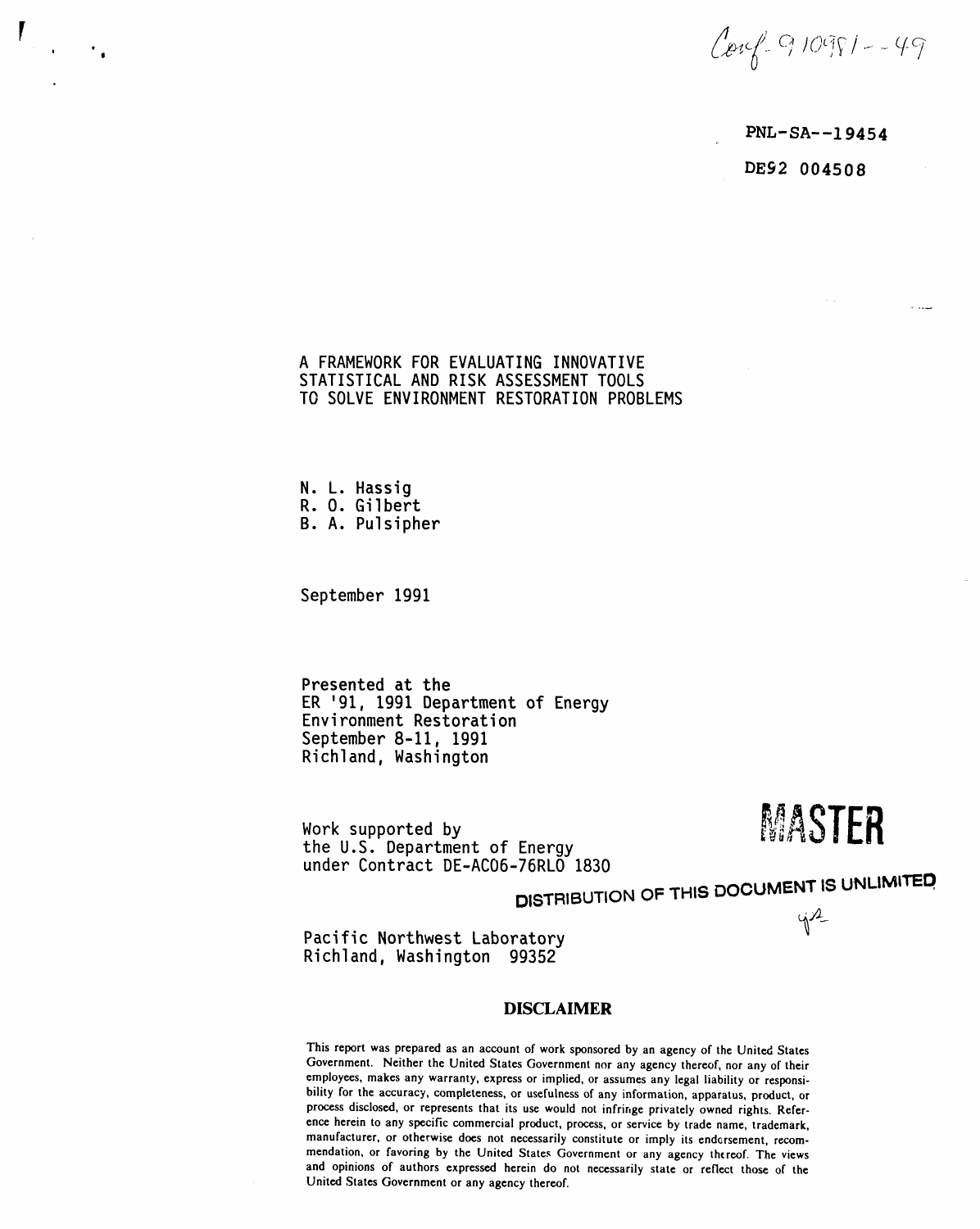Conf-910981--49

PNL-SA--19454

DE92 004508

# A FRAMEWORK FOR EVALUATING INNOVATIVE STATISTICAL AND RISK ASSESSMENT TOOLS TO SOLVE ENVIRONMENT RESTORATION PROBLEMS

N. L. Hassig
R. O. Gilbert
B. A. Pulsipher

September 1991

Presented at the
ER '91, 1991 Department of Energy
Environment Restoration
September 8-11, 1991
Richland, Washington

Work supported by
the U.S. Department of Energy
under Contract DE-AC06-76RLO 1830

MASTER

DISTRIBUTION OF THIS DOCUMENT IS UNLIMITED

Pacific Northwest Laboratory
Richland, Washington 99352

## DISCLAIMER

This report was prepared as an account of work sponsored by an agency of the United States Government. Neither the United States Government nor any agency thereof, nor any of their employees, makes any warranty, express or implied, or assumes any legal liability or responsibility for the accuracy, completeness, or usefulness of any information, apparatus, product, or process disclosed, or represents that its use would not infringe privately owned rights. Reference herein to any specific commercial product, process, or service by trade name, trademark, manufacturer, or otherwise does not necessarily constitute or imply its endorsement, recommendation, or favoring by the United States Government or any agency thereof. The views and opinions of authors expressed herein do not necessarily state or reflect those of the United States Government or any agency thereof.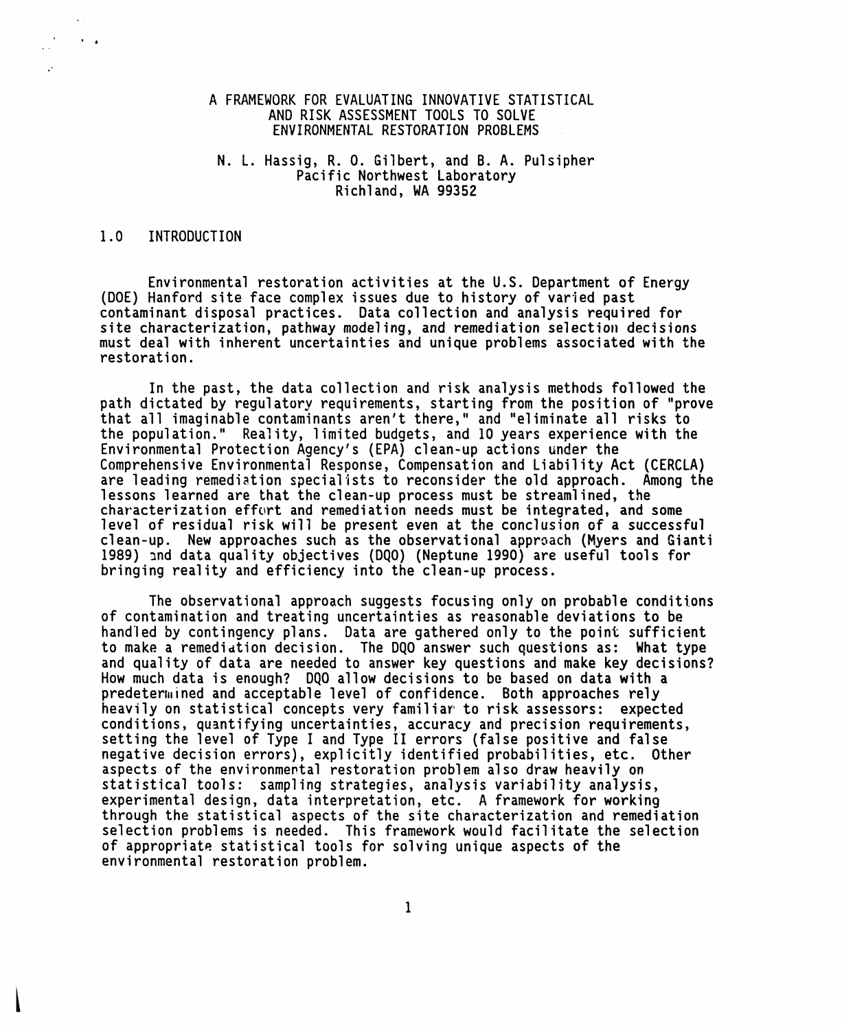# A FRAMEWORK FOR EVALUATING INNOVATIVE STATISTICAL AND RISK ASSESSMENT TOOLS TO SOLVE ENVIRONMENTAL RESTORATION PROBLEMS

N. L. Hassig, R. O. Gilbert, and B. A. Pulsipher
Pacific Northwest Laboratory
Richland, WA 99352

## 1.0 INTRODUCTION

Environmental restoration activities at the U.S. Department of Energy (DOE) Hanford site face complex issues due to history of varied past contaminant disposal practices. Data collection and analysis required for site characterization, pathway modeling, and remediation selection decisions must deal with inherent uncertainties and unique problems associated with the restoration.

In the past, the data collection and risk analysis methods followed the path dictated by regulatory requirements, starting from the position of "prove that all imaginable contaminants aren't there," and "eliminate all risks to the population." Reality, limited budgets, and 10 years experience with the Environmental Protection Agency's (EPA) clean-up actions under the Comprehensive Environmental Response, Compensation and Liability Act (CERCLA) are leading remediation specialists to reconsider the old approach. Among the lessons learned are that the clean-up process must be streamlined, the characterization effort and remediation needs must be integrated, and some level of residual risk will be present even at the conclusion of a successful clean-up. New approaches such as the observational approach (Myers and Gianti 1989) and data quality objectives (DQO) (Neptune 1990) are useful tools for bringing reality and efficiency into the clean-up process.

The observational approach suggests focusing only on probable conditions of contamination and treating uncertainties as reasonable deviations to be handled by contingency plans. Data are gathered only to the point sufficient to make a remediation decision. The DQO answer such questions as: What type and quality of data are needed to answer key questions and make key decisions? How much data is enough? DQO allow decisions to be based on data with a predetermined and acceptable level of confidence. Both approaches rely heavily on statistical concepts very familiar to risk assessors: expected conditions, quantifying uncertainties, accuracy and precision requirements, setting the level of Type I and Type II errors (false positive and false negative decision errors), explicitly identified probabilities, etc. Other aspects of the environmental restoration problem also draw heavily on statistical tools: sampling strategies, analysis variability analysis, experimental design, data interpretation, etc. A framework for working through the statistical aspects of the site characterization and remediation selection problems is needed. This framework would facilitate the selection of appropriate statistical tools for solving unique aspects of the environmental restoration problem.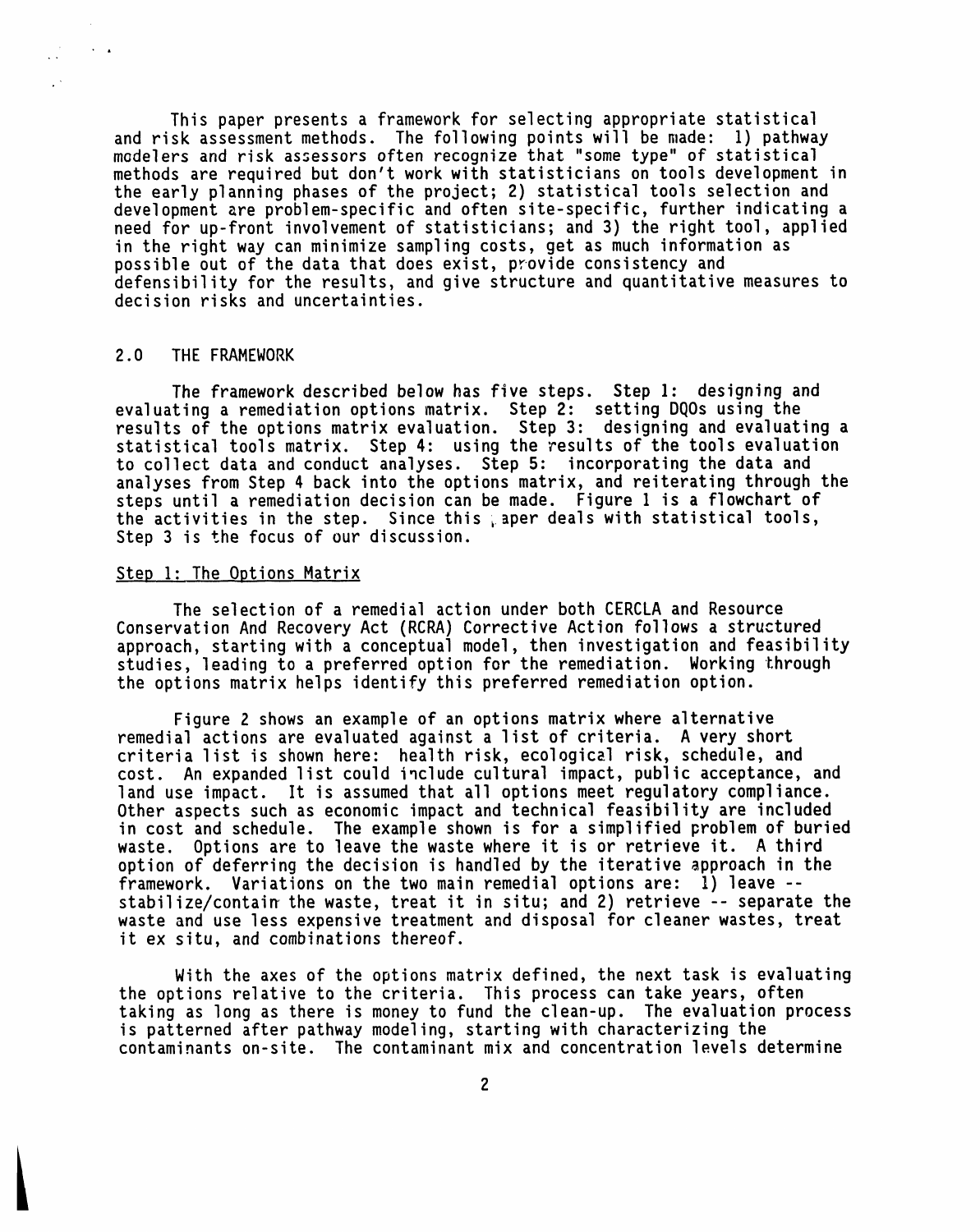This paper presents a framework for selecting appropriate statistical and risk assessment methods. The following points will be made: 1) pathway modelers and risk assessors often recognize that "some type" of statistical methods are required but don't work with statisticians on tools development in the early planning phases of the project; 2) statistical tools selection and development are problem-specific and often site-specific, further indicating a need for up-front involvement of statisticians; and 3) the right tool, applied in the right way can minimize sampling costs, get as much information as possible out of the data that does exist, provide consistency and defensibility for the results, and give structure and quantitative measures to decision risks and uncertainties.

## 2.0 THE FRAMEWORK

The framework described below has five steps. Step 1: designing and evaluating a remediation options matrix. Step 2: setting DQOs using the results of the options matrix evaluation. Step 3: designing and evaluating a statistical tools matrix. Step 4: using the results of the tools evaluation to collect data and conduct analyses. Step 5: incorporating the data and analyses from Step 4 back into the options matrix, and reiterating through the steps until a remediation decision can be made. Figure 1 is a flowchart of the activities in the step. Since this paper deals with statistical tools, Step 3 is the focus of our discussion.

### Step 1: The Options Matrix

The selection of a remedial action under both CERCLA and Resource Conservation And Recovery Act (RCRA) Corrective Action follows a structured approach, starting with a conceptual model, then investigation and feasibility studies, leading to a preferred option for the remediation. Working through the options matrix helps identify this preferred remediation option.

Figure 2 shows an example of an options matrix where alternative remedial actions are evaluated against a list of criteria. A very short criteria list is shown here: health risk, ecological risk, schedule, and cost. An expanded list could include cultural impact, public acceptance, and land use impact. It is assumed that all options meet regulatory compliance. Other aspects such as economic impact and technical feasibility are included in cost and schedule. The example shown is for a simplified problem of buried waste. Options are to leave the waste where it is or retrieve it. A third option of deferring the decision is handled by the iterative approach in the framework. Variations on the two main remedial options are: 1) leave -- stabilize/contain the waste, treat it in situ; and 2) retrieve -- separate the waste and use less expensive treatment and disposal for cleaner wastes, treat it ex situ, and combinations thereof.

With the axes of the options matrix defined, the next task is evaluating the options relative to the criteria. This process can take years, often taking as long as there is money to fund the clean-up. The evaluation process is patterned after pathway modeling, starting with characterizing the contaminants on-site. The contaminant mix and concentration levels determine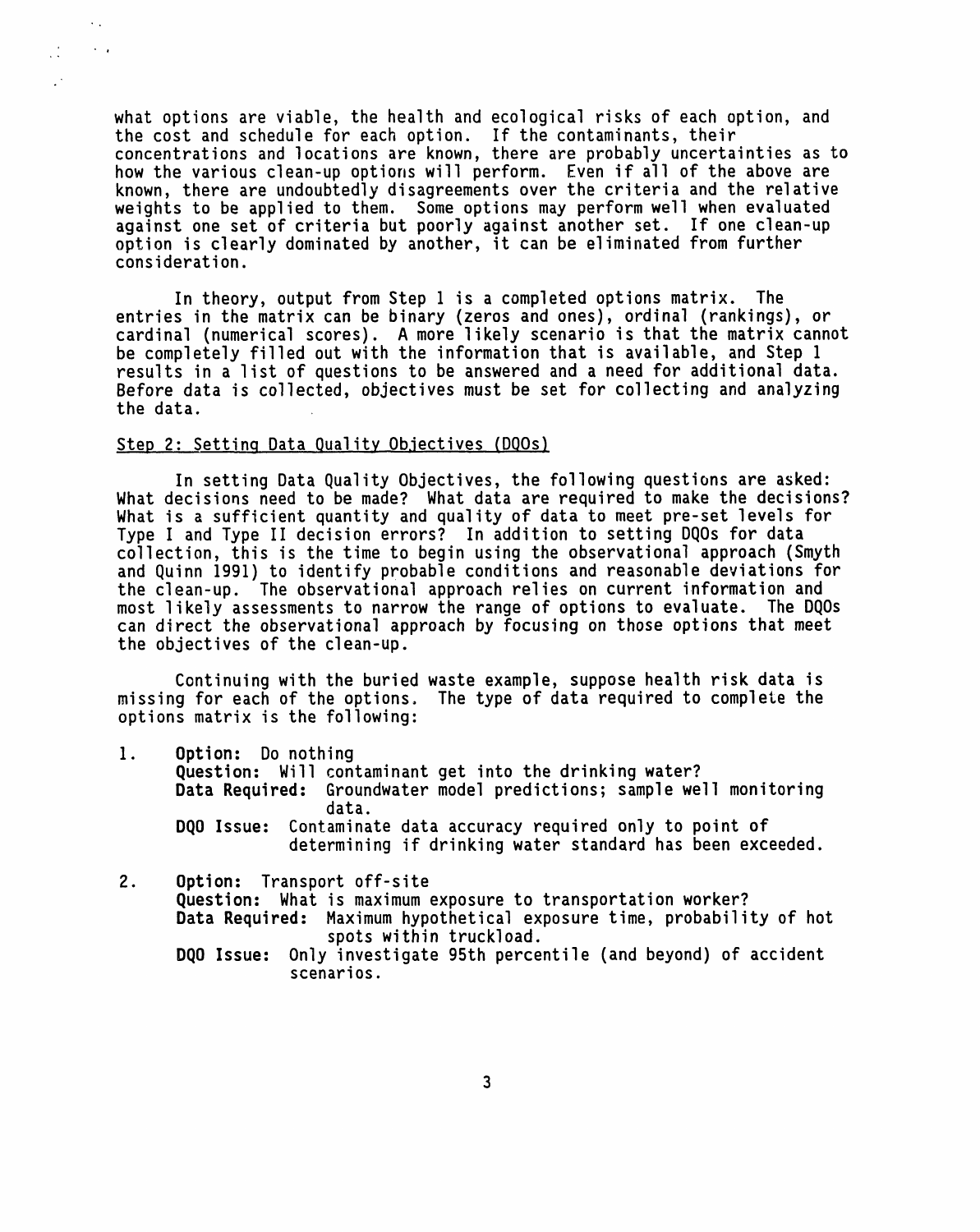what options are viable, the health and ecological risks of each option, and the cost and schedule for each option. If the contaminants, their concentrations and locations are known, there are probably uncertainties as to how the various clean-up options will perform. Even if all of the above are known, there are undoubtedly disagreements over the criteria and the relative weights to be applied to them. Some options may perform well when evaluated against one set of criteria but poorly against another set. If one clean-up option is clearly dominated by another, it can be eliminated from further consideration.

In theory, output from Step 1 is a completed options matrix. The entries in the matrix can be binary (zeros and ones), ordinal (rankings), or cardinal (numerical scores). A more likely scenario is that the matrix cannot be completely filled out with the information that is available, and Step 1 results in a list of questions to be answered and a need for additional data. Before data is collected, objectives must be set for collecting and analyzing the data.

Step 2: Setting Data Quality Objectives (DQOs)

In setting Data Quality Objectives, the following questions are asked: What decisions need to be made? What data are required to make the decisions? What is a sufficient quantity and quality of data to meet pre-set levels for Type I and Type II decision errors? In addition to setting DQOs for data collection, this is the time to begin using the observational approach (Smyth and Quinn 1991) to identify probable conditions and reasonable deviations for the clean-up. The observational approach relies on current information and most likely assessments to narrow the range of options to evaluate. The DQOs can direct the observational approach by focusing on those options that meet the objectives of the clean-up.

Continuing with the buried waste example, suppose health risk data is missing for each of the options. The type of data required to complete the options matrix is the following:

1. **Option:** Do nothing
   **Question:** Will contaminant get into the drinking water?
   **Data Required:** Groundwater model predictions; sample well monitoring data.
   **DQO Issue:** Contaminate data accuracy required only to point of determining if drinking water standard has been exceeded.

2. **Option:** Transport off-site
   **Question:** What is maximum exposure to transportation worker?
   **Data Required:** Maximum hypothetical exposure time, probability of hot spots within truckload.
   **DQO Issue:** Only investigate 95th percentile (and beyond) of accident scenarios.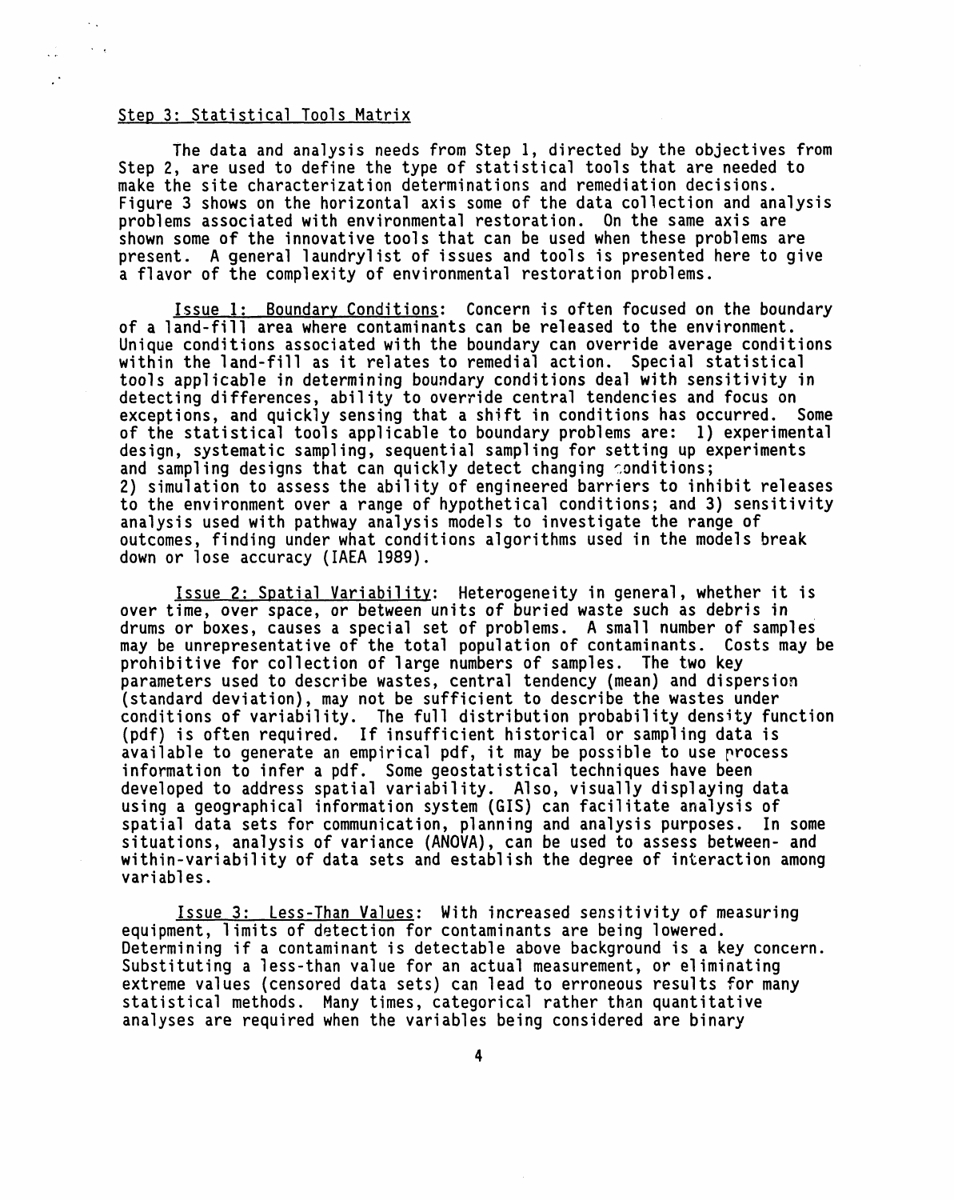Step 3: Statistical Tools Matrix

The data and analysis needs from Step 1, directed by the objectives from Step 2, are used to define the type of statistical tools that are needed to make the site characterization determinations and remediation decisions. Figure 3 shows on the horizontal axis some of the data collection and analysis problems associated with environmental restoration. On the same axis are shown some of the innovative tools that can be used when these problems are present. A general laundrylist of issues and tools is presented here to give a flavor of the complexity of environmental restoration problems.

Issue 1: Boundary Conditions: Concern is often focused on the boundary of a land-fill area where contaminants can be released to the environment. Unique conditions associated with the boundary can override average conditions within the land-fill as it relates to remedial action. Special statistical tools applicable in determining boundary conditions deal with sensitivity in detecting differences, ability to override central tendencies and focus on exceptions, and quickly sensing that a shift in conditions has occurred. Some of the statistical tools applicable to boundary problems are: 1) experimental design, systematic sampling, sequential sampling for setting up experiments and sampling designs that can quickly detect changing conditions; 2) simulation to assess the ability of engineered barriers to inhibit releases to the environment over a range of hypothetical conditions; and 3) sensitivity analysis used with pathway analysis models to investigate the range of outcomes, finding under what conditions algorithms used in the models break down or lose accuracy (IAEA 1989).

Issue 2: Spatial Variability: Heterogeneity in general, whether it is over time, over space, or between units of buried waste such as debris in drums or boxes, causes a special set of problems. A small number of samples may be unrepresentative of the total population of contaminants. Costs may be prohibitive for collection of large numbers of samples. The two key parameters used to describe wastes, central tendency (mean) and dispersion (standard deviation), may not be sufficient to describe the wastes under conditions of variability. The full distribution probability density function (pdf) is often required. If insufficient historical or sampling data is available to generate an empirical pdf, it may be possible to use process information to infer a pdf. Some geostatistical techniques have been developed to address spatial variability. Also, visually displaying data using a geographical information system (GIS) can facilitate analysis of spatial data sets for communication, planning and analysis purposes. In some situations, analysis of variance (ANOVA), can be used to assess between- and within-variability of data sets and establish the degree of interaction among variables.

Issue 3: Less-Than Values: With increased sensitivity of measuring equipment, limits of detection for contaminants are being lowered. Determining if a contaminant is detectable above background is a key concern. Substituting a less-than value for an actual measurement, or eliminating extreme values (censored data sets) can lead to erroneous results for many statistical methods. Many times, categorical rather than quantitative analyses are required when the variables being considered are binary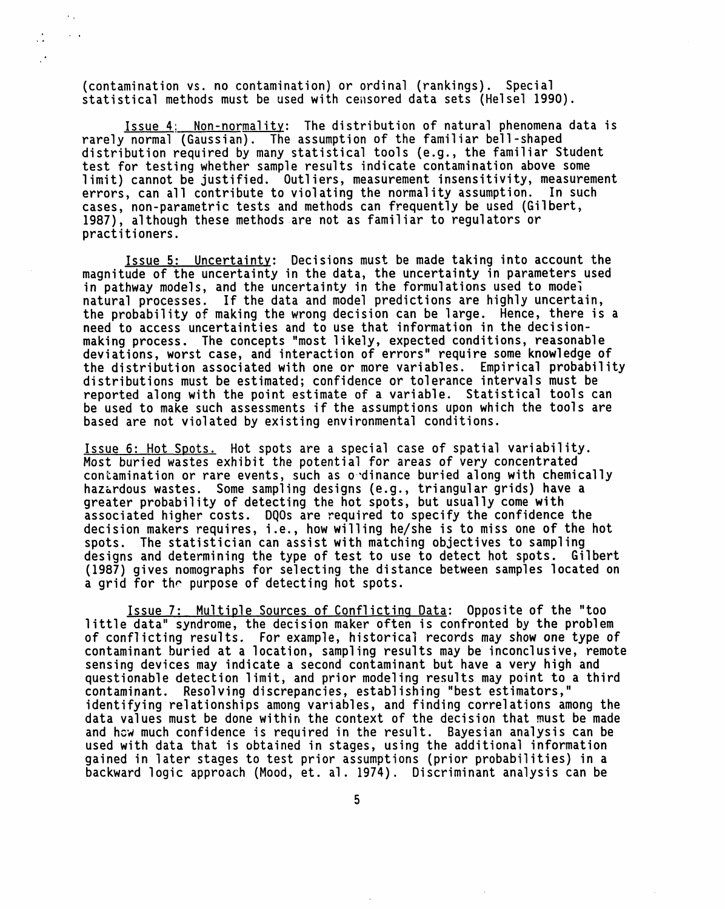(contamination vs. no contamination) or ordinal (rankings). Special statistical methods must be used with censored data sets (Helsel 1990).

Issue 4: Non-normality: The distribution of natural phenomena data is rarely normal (Gaussian). The assumption of the familiar bell-shaped distribution required by many statistical tools (e.g., the familiar Student test for testing whether sample results indicate contamination above some limit) cannot be justified. Outliers, measurement insensitivity, measurement errors, can all contribute to violating the normality assumption. In such cases, non-parametric tests and methods can frequently be used (Gilbert, 1987), although these methods are not as familiar to regulators or practitioners.

Issue 5: Uncertainty: Decisions must be made taking into account the magnitude of the uncertainty in the data, the uncertainty in parameters used in pathway models, and the uncertainty in the formulations used to model natural processes. If the data and model predictions are highly uncertain, the probability of making the wrong decision can be large. Hence, there is a need to access uncertainties and to use that information in the decision-making process. The concepts "most likely, expected conditions, reasonable deviations, worst case, and interaction of errors" require some knowledge of the distribution associated with one or more variables. Empirical probability distributions must be estimated; confidence or tolerance intervals must be reported along with the point estimate of a variable. Statistical tools can be used to make such assessments if the assumptions upon which the tools are based are not violated by existing environmental conditions.

Issue 6: Hot Spots. Hot spots are a special case of spatial variability. Most buried wastes exhibit the potential for areas of very concentrated contamination or rare events, such as ordinance buried along with chemically hazardous wastes. Some sampling designs (e.g., triangular grids) have a greater probability of detecting the hot spots, but usually come with associated higher costs. DQOs are required to specify the confidence the decision makers requires, i.e., how willing he/she is to miss one of the hot spots. The statistician can assist with matching objectives to sampling designs and determining the type of test to use to detect hot spots. Gilbert (1987) gives nomographs for selecting the distance between samples located on a grid for the purpose of detecting hot spots.

Issue 7: Multiple Sources of Conflicting Data: Opposite of the "too little data" syndrome, the decision maker often is confronted by the problem of conflicting results. For example, historical records may show one type of contaminant buried at a location, sampling results may be inconclusive, remote sensing devices may indicate a second contaminant but have a very high and questionable detection limit, and prior modeling results may point to a third contaminant. Resolving discrepancies, establishing "best estimators," identifying relationships among variables, and finding correlations among the data values must be done within the context of the decision that must be made and how much confidence is required in the result. Bayesian analysis can be used with data that is obtained in stages, using the additional information gained in later stages to test prior assumptions (prior probabilities) in a backward logic approach (Mood, et. al. 1974). Discriminant analysis can be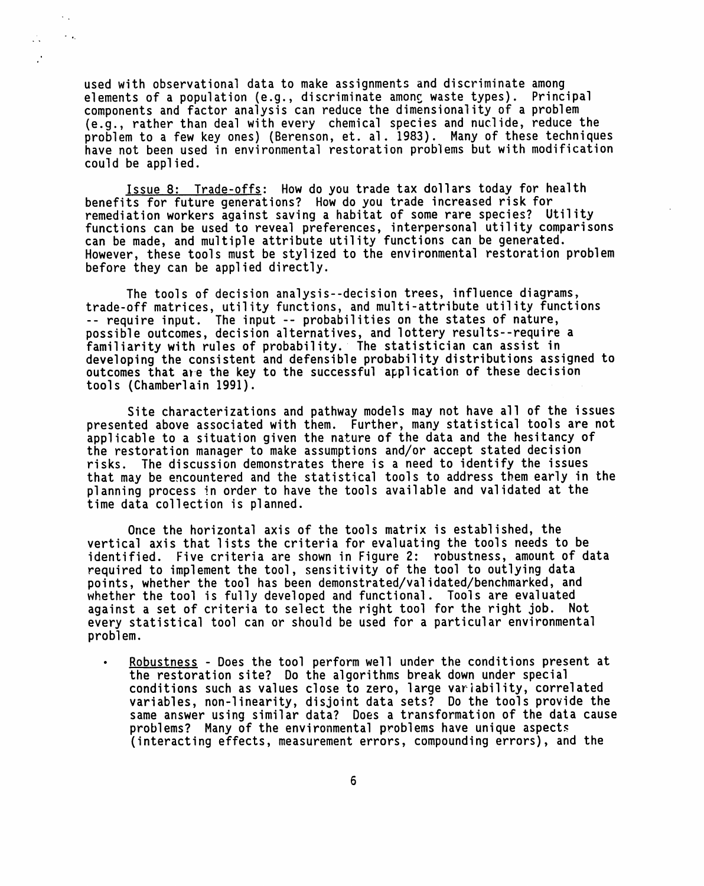used with observational data to make assignments and discriminate among elements of a population (e.g., discriminate among waste types). Principal components and factor analysis can reduce the dimensionality of a problem (e.g., rather than deal with every chemical species and nuclide, reduce the problem to a few key ones) (Berenson, et. al. 1983). Many of these techniques have not been used in environmental restoration problems but with modification could be applied.

Issue 8: Trade-offs: How do you trade tax dollars today for health benefits for future generations? How do you trade increased risk for remediation workers against saving a habitat of some rare species? Utility functions can be used to reveal preferences, interpersonal utility comparisons can be made, and multiple attribute utility functions can be generated. However, these tools must be stylized to the environmental restoration problem before they can be applied directly.

The tools of decision analysis--decision trees, influence diagrams, trade-off matrices, utility functions, and multi-attribute utility functions -- require input. The input -- probabilities on the states of nature, possible outcomes, decision alternatives, and lottery results--require a familiarity with rules of probability. The statistician can assist in developing the consistent and defensible probability distributions assigned to outcomes that are the key to the successful application of these decision tools (Chamberlain 1991).

Site characterizations and pathway models may not have all of the issues presented above associated with them. Further, many statistical tools are not applicable to a situation given the nature of the data and the hesitancy of the restoration manager to make assumptions and/or accept stated decision risks. The discussion demonstrates there is a need to identify the issues that may be encountered and the statistical tools to address them early in the planning process in order to have the tools available and validated at the time data collection is planned.

Once the horizontal axis of the tools matrix is established, the vertical axis that lists the criteria for evaluating the tools needs to be identified. Five criteria are shown in Figure 2: robustness, amount of data required to implement the tool, sensitivity of the tool to outlying data points, whether the tool has been demonstrated/validated/benchmarked, and whether the tool is fully developed and functional. Tools are evaluated against a set of criteria to select the right tool for the right job. Not every statistical tool can or should be used for a particular environmental problem.

- Robustness - Does the tool perform well under the conditions present at the restoration site? Do the algorithms break down under special conditions such as values close to zero, large variability, correlated variables, non-linearity, disjoint data sets? Do the tools provide the same answer using similar data? Does a transformation of the data cause problems? Many of the environmental problems have unique aspects (interacting effects, measurement errors, compounding errors), and the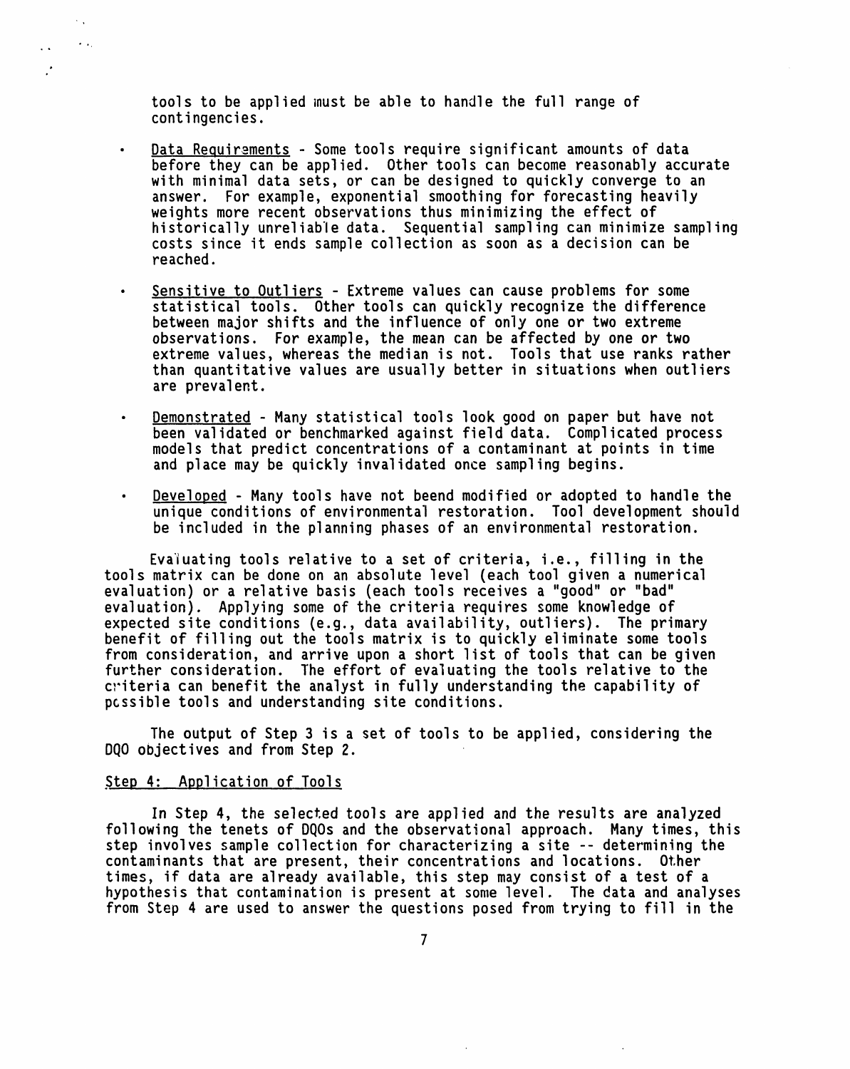tools to be applied must be able to handle the full range of contingencies.

- Data Requirements - Some tools require significant amounts of data before they can be applied. Other tools can become reasonably accurate with minimal data sets, or can be designed to quickly converge to an answer. For example, exponential smoothing for forecasting heavily weights more recent observations thus minimizing the effect of historically unreliable data. Sequential sampling can minimize sampling costs since it ends sample collection as soon as a decision can be reached.

- Sensitive to Outliers - Extreme values can cause problems for some statistical tools. Other tools can quickly recognize the difference between major shifts and the influence of only one or two extreme observations. For example, the mean can be affected by one or two extreme values, whereas the median is not. Tools that use ranks rather than quantitative values are usually better in situations when outliers are prevalent.

- Demonstrated - Many statistical tools look good on paper but have not been validated or benchmarked against field data. Complicated process models that predict concentrations of a contaminant at points in time and place may be quickly invalidated once sampling begins.

- Developed - Many tools have not beend modified or adopted to handle the unique conditions of environmental restoration. Tool development should be included in the planning phases of an environmental restoration.

Evaluating tools relative to a set of criteria, i.e., filling in the tools matrix can be done on an absolute level (each tool given a numerical evaluation) or a relative basis (each tools receives a "good" or "bad" evaluation). Applying some of the criteria requires some knowledge of expected site conditions (e.g., data availability, outliers). The primary benefit of filling out the tools matrix is to quickly eliminate some tools from consideration, and arrive upon a short list of tools that can be given further consideration. The effort of evaluating the tools relative to the criteria can benefit the analyst in fully understanding the capability of possible tools and understanding site conditions.

The output of Step 3 is a set of tools to be applied, considering the DQO objectives and from Step 2.

Step 4: Application of Tools

In Step 4, the selected tools are applied and the results are analyzed following the tenets of DQOs and the observational approach. Many times, this step involves sample collection for characterizing a site -- determining the contaminants that are present, their concentrations and locations. Other times, if data are already available, this step may consist of a test of a hypothesis that contamination is present at some level. The data and analyses from Step 4 are used to answer the questions posed from trying to fill in the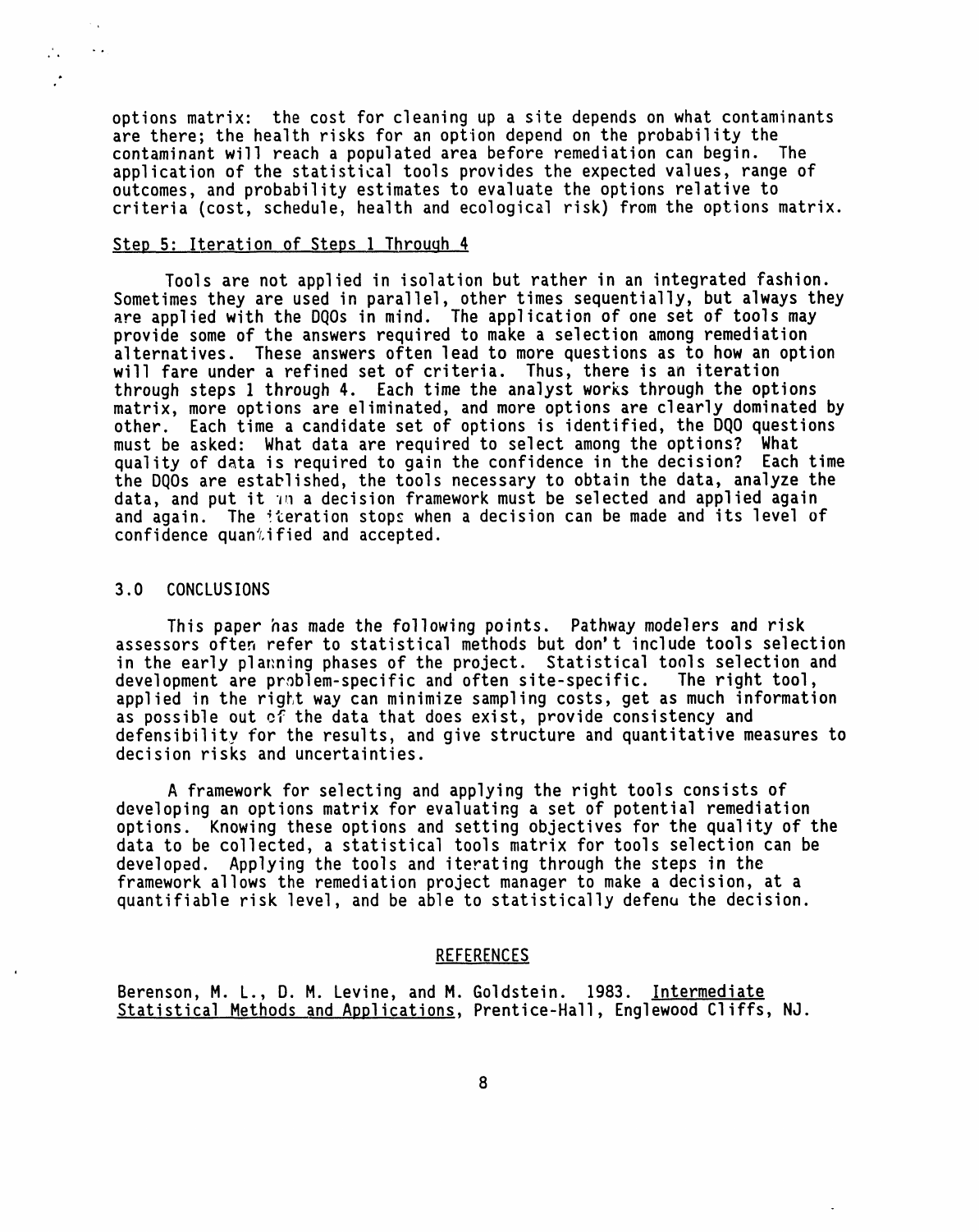options matrix: the cost for cleaning up a site depends on what contaminants are there; the health risks for an option depend on the probability the contaminant will reach a populated area before remediation can begin. The application of the statistical tools provides the expected values, range of outcomes, and probability estimates to evaluate the options relative to criteria (cost, schedule, health and ecological risk) from the options matrix.

Step 5: Iteration of Steps 1 Through 4

Tools are not applied in isolation but rather in an integrated fashion. Sometimes they are used in parallel, other times sequentially, but always they are applied with the DQOs in mind. The application of one set of tools may provide some of the answers required to make a selection among remediation alternatives. These answers often lead to more questions as to how an option will fare under a refined set of criteria. Thus, there is an iteration through steps 1 through 4. Each time the analyst works through the options matrix, more options are eliminated, and more options are clearly dominated by other. Each time a candidate set of options is identified, the DQO questions must be asked: What data are required to select among the options? What quality of data is required to gain the confidence in the decision? Each time the DQOs are established, the tools necessary to obtain the data, analyze the data, and put it in a decision framework must be selected and applied again and again. The iteration stops when a decision can be made and its level of confidence quantified and accepted.

## 3.0 CONCLUSIONS

This paper has made the following points. Pathway modelers and risk assessors often refer to statistical methods but don't include tools selection in the early planning phases of the project. Statistical tools selection and development are problem-specific and often site-specific. The right tool, applied in the right way can minimize sampling costs, get as much information as possible out of the data that does exist, provide consistency and defensibility for the results, and give structure and quantitative measures to decision risks and uncertainties.

A framework for selecting and applying the right tools consists of developing an options matrix for evaluating a set of potential remediation options. Knowing these options and setting objectives for the quality of the data to be collected, a statistical tools matrix for tools selection can be developed. Applying the tools and iterating through the steps in the framework allows the remediation project manager to make a decision, at a quantifiable risk level, and be able to statistically defend the decision.

## REFERENCES

Berenson, M. L., D. M. Levine, and M. Goldstein. 1983. Intermediate Statistical Methods and Applications, Prentice-Hall, Englewood Cliffs, NJ.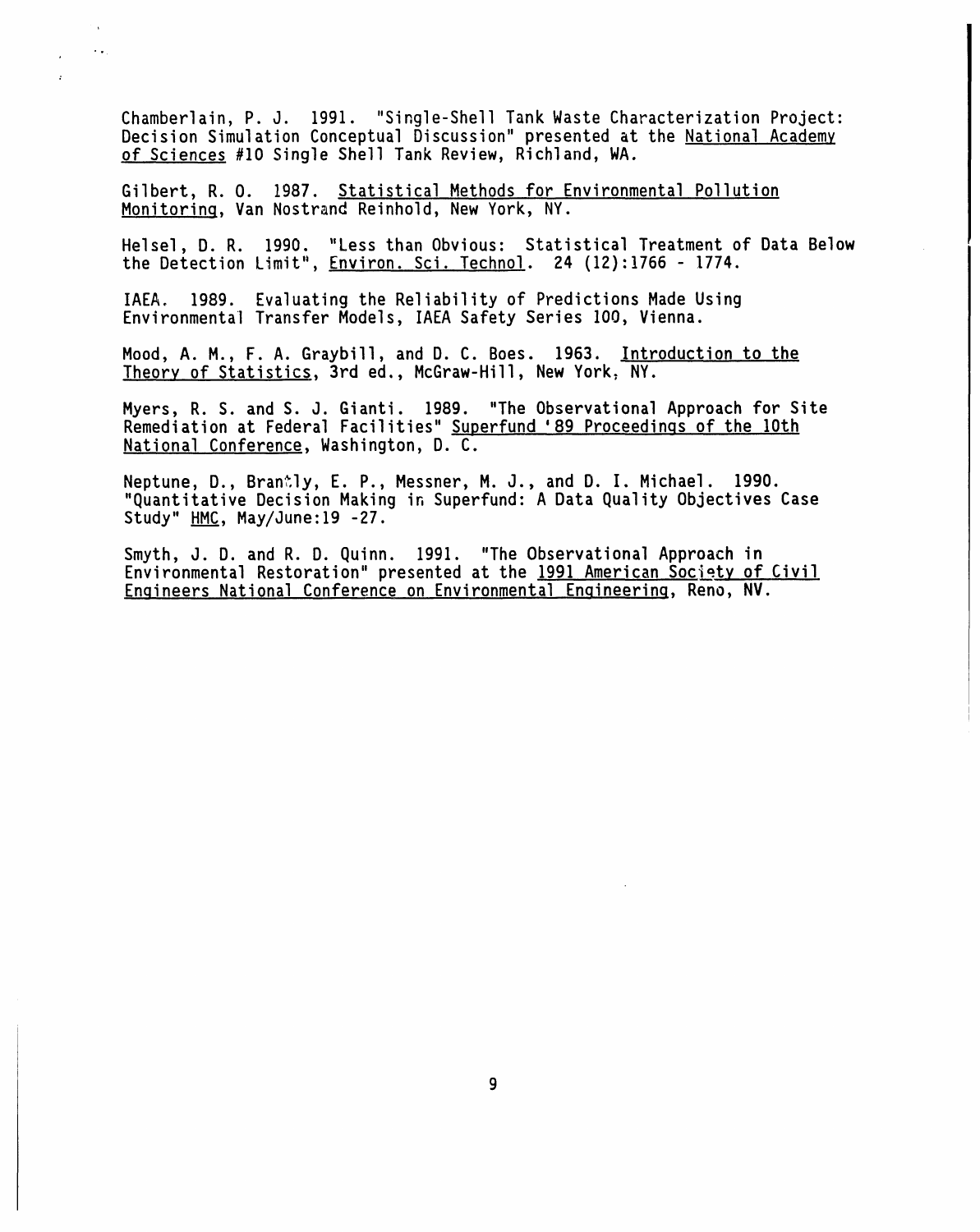Chamberlain, P. J. 1991. "Single-Shell Tank Waste Characterization Project: Decision Simulation Conceptual Discussion" presented at the National Academy of Sciences #10 Single Shell Tank Review, Richland, WA.

Gilbert, R. O. 1987. Statistical Methods for Environmental Pollution Monitoring, Van Nostrand Reinhold, New York, NY.

Helsel, D. R. 1990. "Less than Obvious: Statistical Treatment of Data Below the Detection Limit", Environ. Sci. Technol. 24 (12):1766 - 1774.

IAEA. 1989. Evaluating the Reliability of Predictions Made Using Environmental Transfer Models, IAEA Safety Series 100, Vienna.

Mood, A. M., F. A. Graybill, and D. C. Boes. 1963. Introduction to the Theory of Statistics, 3rd ed., McGraw-Hill, New York, NY.

Myers, R. S. and S. J. Gianti. 1989. "The Observational Approach for Site Remediation at Federal Facilities" Superfund '89 Proceedings of the 10th National Conference, Washington, D. C.

Neptune, D., Brantly, E. P., Messner, M. J., and D. I. Michael. 1990. "Quantitative Decision Making in Superfund: A Data Quality Objectives Case Study" HMC, May/June:19 -27.

Smyth, J. D. and R. D. Quinn. 1991. "The Observational Approach in Environmental Restoration" presented at the 1991 American Society of Civil Engineers National Conference on Environmental Engineering, Reno, NV.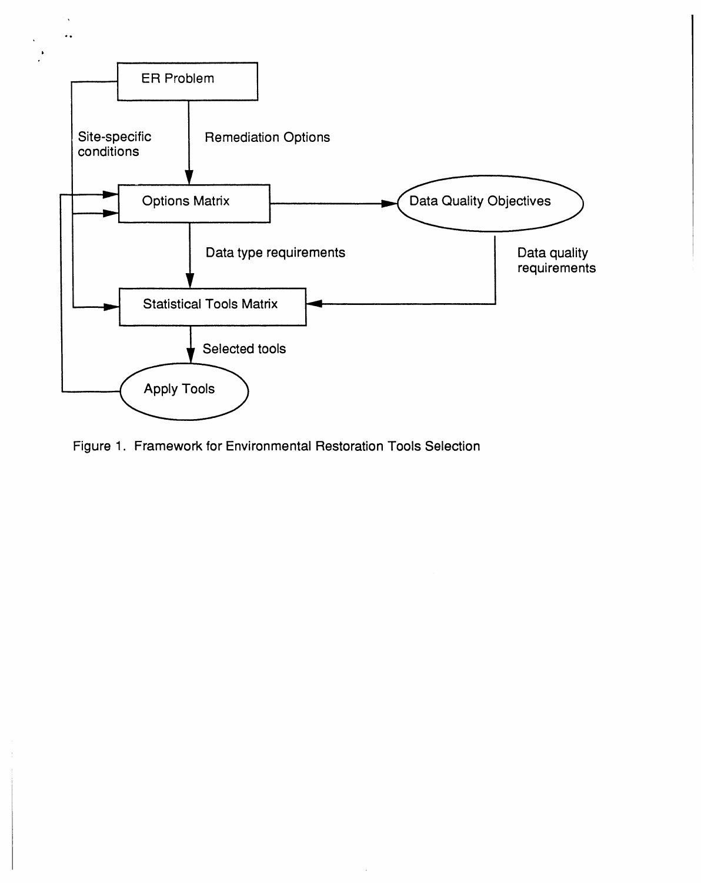```
ER Problem
   |                         \
   | Remediation Options      | Site-specific conditions
   v                          v
Options Matrix  -------------------------------->  Data Quality Objectives
   |                                                      |
   | Data type requirements                               | Data quality requirements
   v                                                      v
Statistical Tools Matrix  <--------------------------------
   |
   | Selected tools
   v
Apply Tools  ----> (feedback to Options Matrix)
```

Figure 1. Framework for Environmental Restoration Tools Selection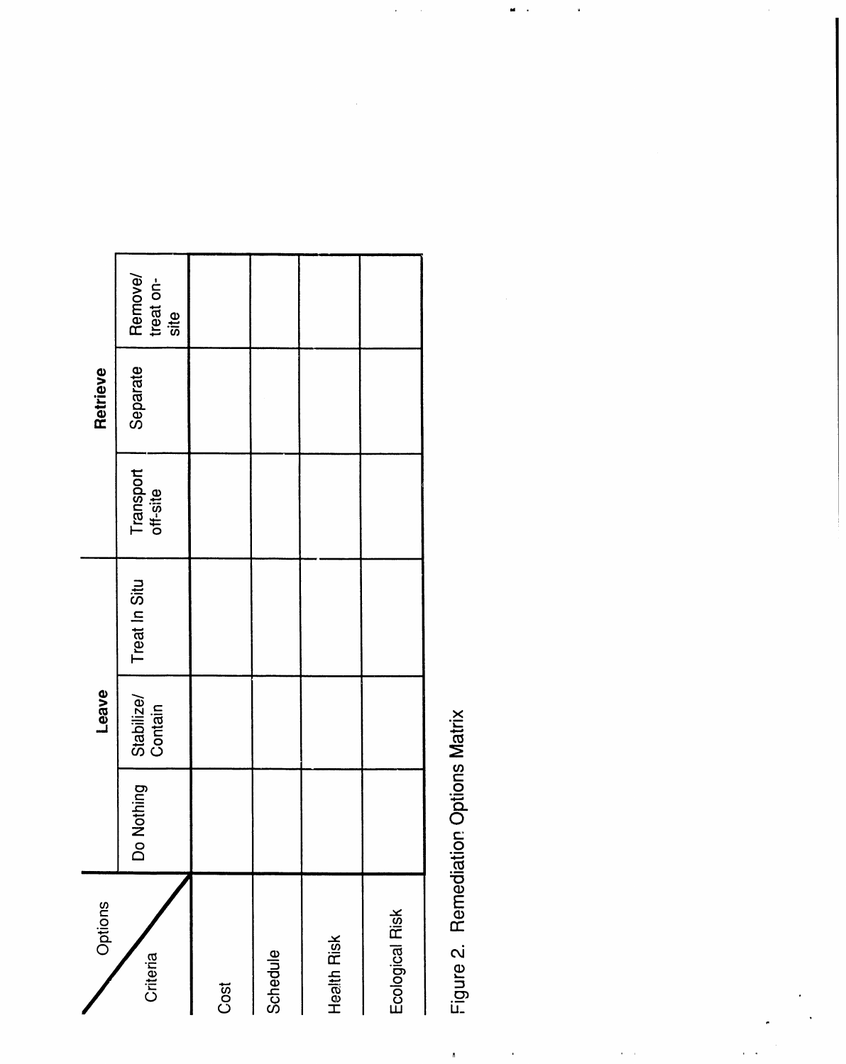| Criteria \ Options | Leave | | | Retrieve | | |
|---|---|---|---|---|---|---|
| | Do Nothing | Stabilize/ Contain | Treat In Situ | Transport off-site | Separate | Remove/ treat on-site |
| Cost | | | | | | |
| Schedule | | | | | | |
| Health Risk | | | | | | |
| Ecological Risk | | | | | | |

Figure 2. Remediation Options Matrix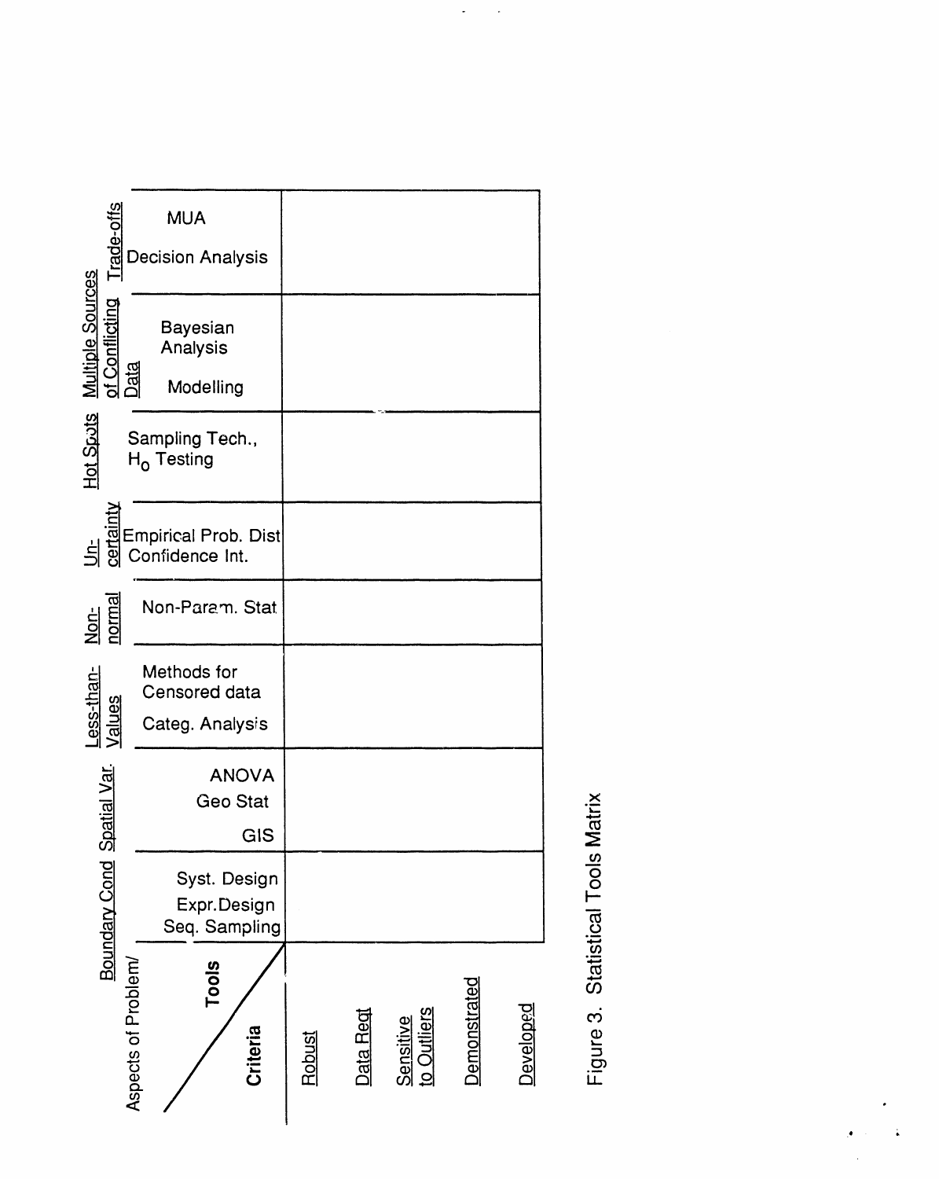| Aspects of Problem/ Tools / Criteria | Boundary Cond: Syst. Design, Expr. Design, Seq. Sampling | Spatial Var.: ANOVA, Geo Stat, GIS | Less-than-Values: Methods for Censored data, Categ. Analysis | Non-normal: Non-Param. Stat | Un-certainty: Empirical Prob. Dist, Confidence Int. | Hot Spots: Sampling Tech., $H_0$ Testing | Multiple Sources of Conflicting Data: Bayesian Analysis, Modelling | Trade-offs: MUA, Decision Analysis |
|---|---|---|---|---|---|---|---|---|
| Robust | | | | | | | | |
| Data Reqt | | | | | | | | |
| Sensitive to Outliers | | | | | | | | |
| Demonstrated | | | | | | | | |
| Developed | | | | | | | | |

Figure 3. Statistical Tools Matrix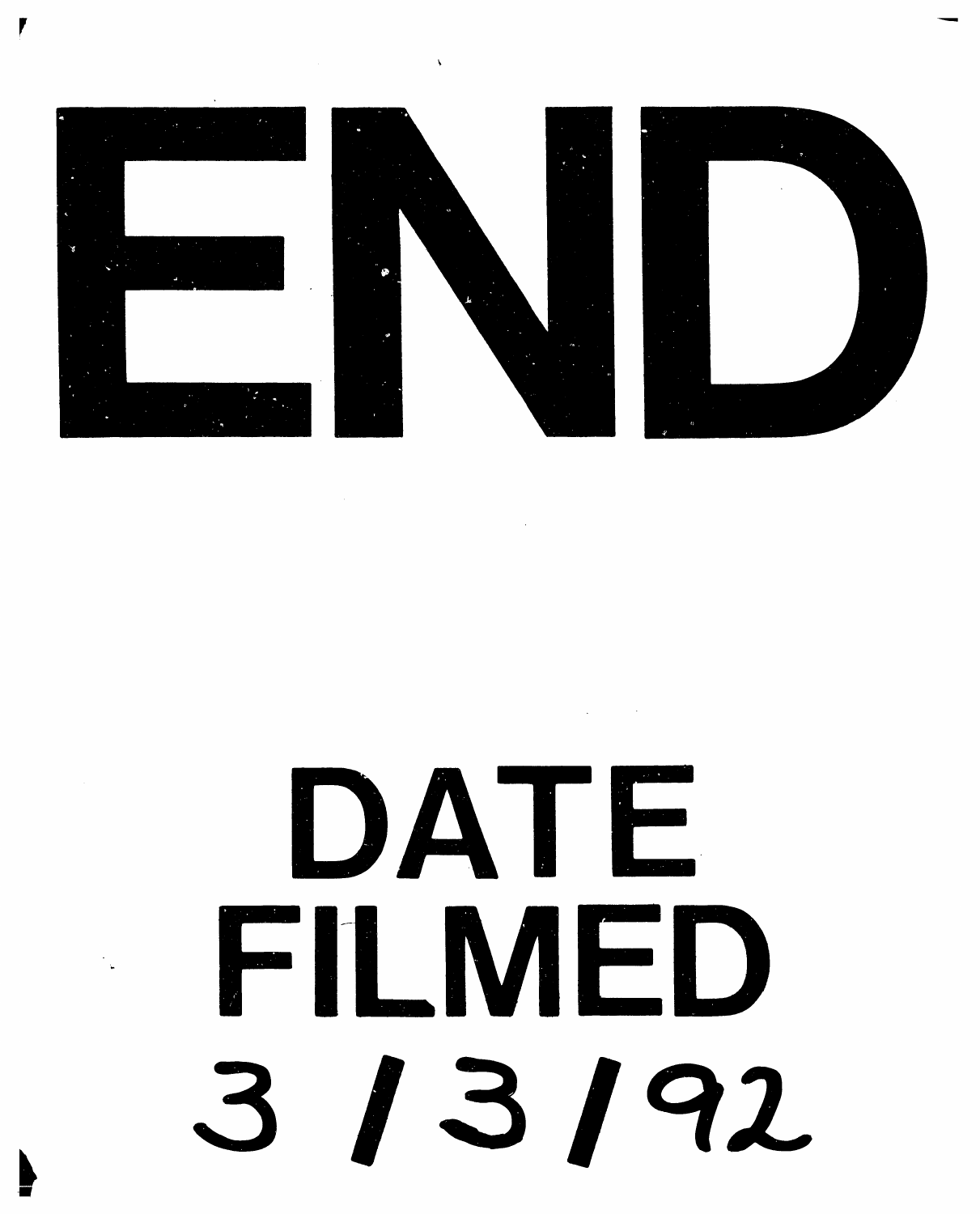# END

# DATE FILMED

3 / 3 / 92